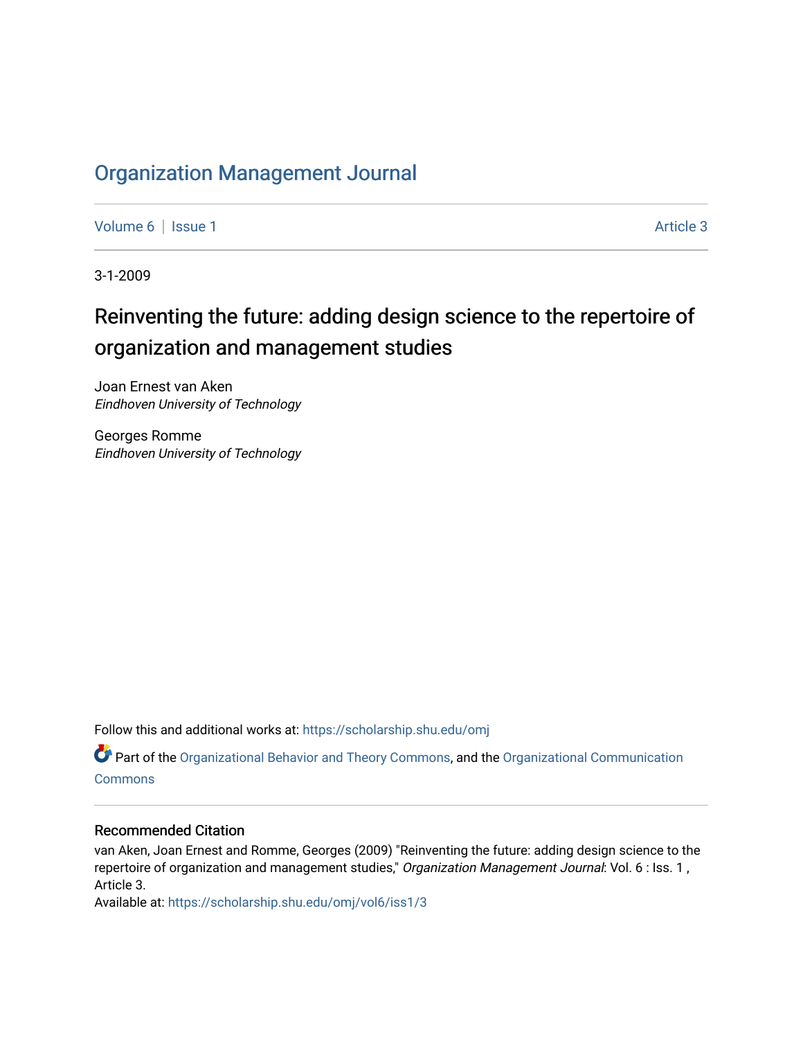# Organization Management Journal

Volume 6 | Issue 1 Article 3

3-1-2009

## Reinventing the future: adding design science to the repertoire of organization and management studies

Joan Ernest van Aken
*Eindhoven University of Technology*

Georges Romme
*Eindhoven University of Technology*

Follow this and additional works at: https://scholarship.shu.edu/omj

Part of the Organizational Behavior and Theory Commons, and the Organizational Communication Commons

### Recommended Citation

van Aken, Joan Ernest and Romme, Georges (2009) "Reinventing the future: adding design science to the repertoire of organization and management studies," *Organization Management Journal*: Vol. 6 : Iss. 1 , Article 3.
Available at: https://scholarship.shu.edu/omj/vol6/iss1/3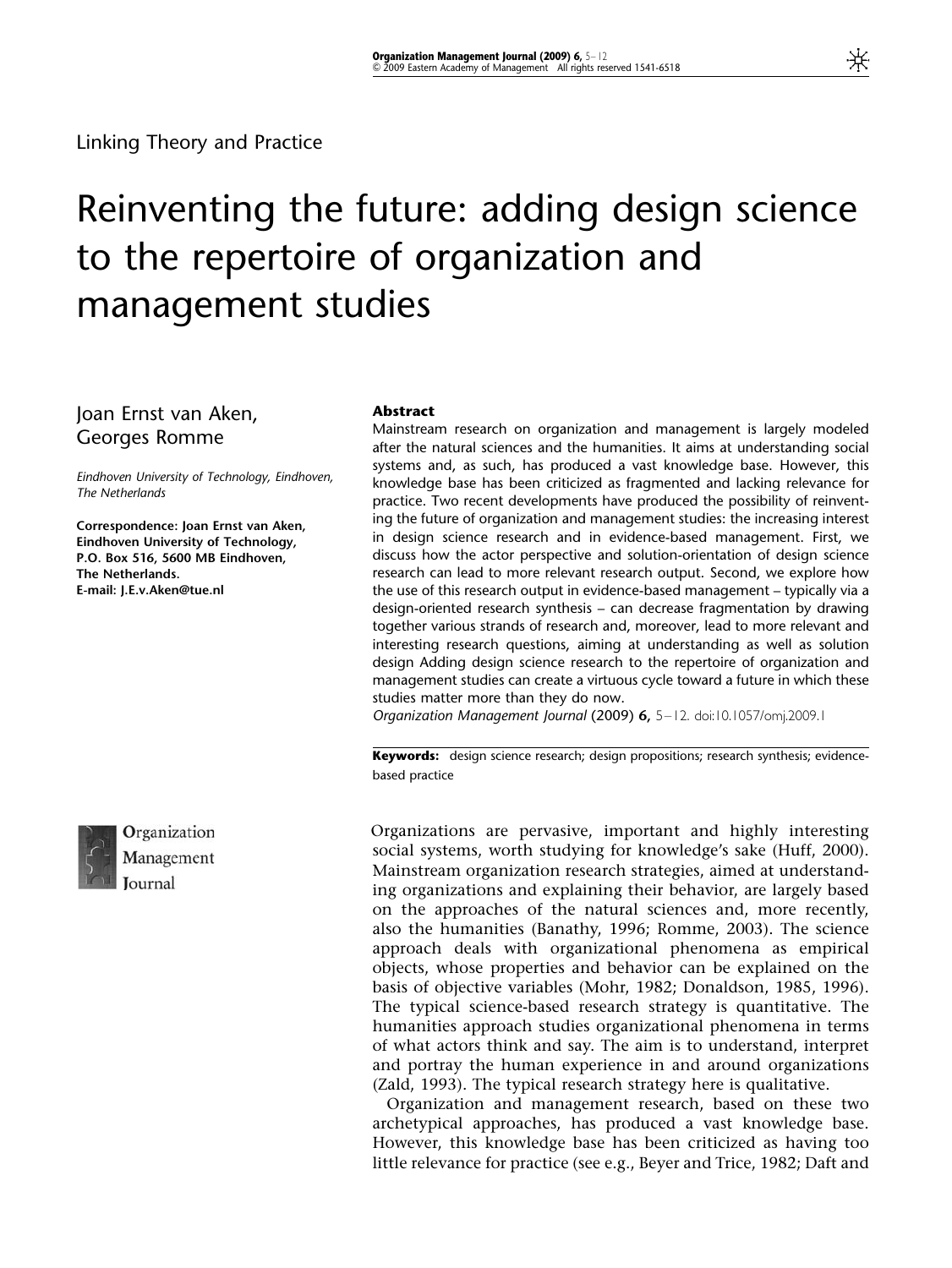Linking Theory and Practice

# Reinventing the future: adding design science to the repertoire of organization and management studies

Joan Ernst van Aken, Georges Romme

*Eindhoven University of Technology, Eindhoven, The Netherlands*

**Correspondence: Joan Ernst van Aken, Eindhoven University of Technology, P.O. Box 516, 5600 MB Eindhoven, The Netherlands. E-mail: J.E.v.Aken@tue.nl**

**Abstract**

Mainstream research on organization and management is largely modeled after the natural sciences and the humanities. It aims at understanding social systems and, as such, has produced a vast knowledge base. However, this knowledge base has been criticized as fragmented and lacking relevance for practice. Two recent developments have produced the possibility of reinventing the future of organization and management studies: the increasing interest in design science research and in evidence-based management. First, we discuss how the actor perspective and solution-orientation of design science research can lead to more relevant research output. Second, we explore how the use of this research output in evidence-based management – typically via a design-oriented research synthesis – can decrease fragmentation by drawing together various strands of research and, moreover, lead to more relevant and interesting research questions, aiming at understanding as well as solution design Adding design science research to the repertoire of organization and management studies can create a virtuous cycle toward a future in which these studies matter more than they do now.

*Organization Management Journal* (2009) **6,** 5–12. doi:10.1057/omj.2009.1

**Keywords:** design science research; design propositions; research synthesis; evidence-based practice

Organizations are pervasive, important and highly interesting social systems, worth studying for knowledge's sake (Huff, 2000). Mainstream organization research strategies, aimed at understanding organizations and explaining their behavior, are largely based on the approaches of the natural sciences and, more recently, also the humanities (Banathy, 1996; Romme, 2003). The science approach deals with organizational phenomena as empirical objects, whose properties and behavior can be explained on the basis of objective variables (Mohr, 1982; Donaldson, 1985, 1996). The typical science-based research strategy is quantitative. The humanities approach studies organizational phenomena in terms of what actors think and say. The aim is to understand, interpret and portray the human experience in and around organizations (Zald, 1993). The typical research strategy here is qualitative.

Organization and management research, based on these two archetypical approaches, has produced a vast knowledge base. However, this knowledge base has been criticized as having too little relevance for practice (see e.g., Beyer and Trice, 1982; Daft and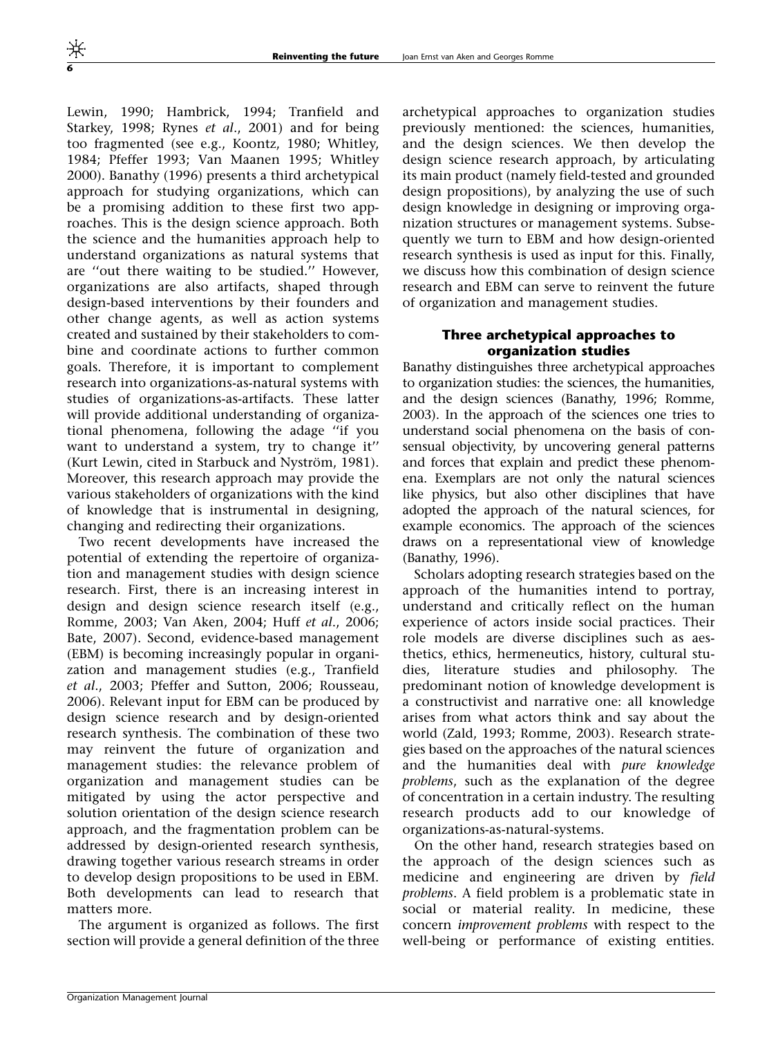Lewin, 1990; Hambrick, 1994; Tranfield and Starkey, 1998; Rynes *et al*., 2001) and for being too fragmented (see e.g., Koontz, 1980; Whitley, 1984; Pfeffer 1993; Van Maanen 1995; Whitley 2000). Banathy (1996) presents a third archetypical approach for studying organizations, which can be a promising addition to these first two approaches. This is the design science approach. Both the science and the humanities approach help to understand organizations as natural systems that are ''out there waiting to be studied.'' However, organizations are also artifacts, shaped through design-based interventions by their founders and other change agents, as well as action systems created and sustained by their stakeholders to combine and coordinate actions to further common goals. Therefore, it is important to complement research into organizations-as-natural systems with studies of organizations-as-artifacts. These latter will provide additional understanding of organizational phenomena, following the adage ''if you want to understand a system, try to change it'' (Kurt Lewin, cited in Starbuck and Nyström, 1981). Moreover, this research approach may provide the various stakeholders of organizations with the kind of knowledge that is instrumental in designing, changing and redirecting their organizations.

Two recent developments have increased the potential of extending the repertoire of organization and management studies with design science research. First, there is an increasing interest in design and design science research itself (e.g., Romme, 2003; Van Aken, 2004; Huff *et al*., 2006; Bate, 2007). Second, evidence-based management (EBM) is becoming increasingly popular in organization and management studies (e.g., Tranfield *et al*., 2003; Pfeffer and Sutton, 2006; Rousseau, 2006). Relevant input for EBM can be produced by design science research and by design-oriented research synthesis. The combination of these two may reinvent the future of organization and management studies: the relevance problem of organization and management studies can be mitigated by using the actor perspective and solution orientation of the design science research approach, and the fragmentation problem can be addressed by design-oriented research synthesis, drawing together various research streams in order to develop design propositions to be used in EBM. Both developments can lead to research that matters more.

The argument is organized as follows. The first section will provide a general definition of the three archetypical approaches to organization studies previously mentioned: the sciences, humanities, and the design sciences. We then develop the design science research approach, by articulating its main product (namely field-tested and grounded design propositions), by analyzing the use of such design knowledge in designing or improving organization structures or management systems. Subsequently we turn to EBM and how design-oriented research synthesis is used as input for this. Finally, we discuss how this combination of design science research and EBM can serve to reinvent the future of organization and management studies.

## Three archetypical approaches to organization studies

Banathy distinguishes three archetypical approaches to organization studies: the sciences, the humanities, and the design sciences (Banathy, 1996; Romme, 2003). In the approach of the sciences one tries to understand social phenomena on the basis of consensual objectivity, by uncovering general patterns and forces that explain and predict these phenomena. Exemplars are not only the natural sciences like physics, but also other disciplines that have adopted the approach of the natural sciences, for example economics. The approach of the sciences draws on a representational view of knowledge (Banathy, 1996).

Scholars adopting research strategies based on the approach of the humanities intend to portray, understand and critically reflect on the human experience of actors inside social practices. Their role models are diverse disciplines such as aesthetics, ethics, hermeneutics, history, cultural studies, literature studies and philosophy. The predominant notion of knowledge development is a constructivist and narrative one: all knowledge arises from what actors think and say about the world (Zald, 1993; Romme, 2003). Research strategies based on the approaches of the natural sciences and the humanities deal with *pure knowledge problems*, such as the explanation of the degree of concentration in a certain industry. The resulting research products add to our knowledge of organizations-as-natural-systems.

On the other hand, research strategies based on the approach of the design sciences such as medicine and engineering are driven by *field problems*. A field problem is a problematic state in social or material reality. In medicine, these concern *improvement problems* with respect to the well-being or performance of existing entities.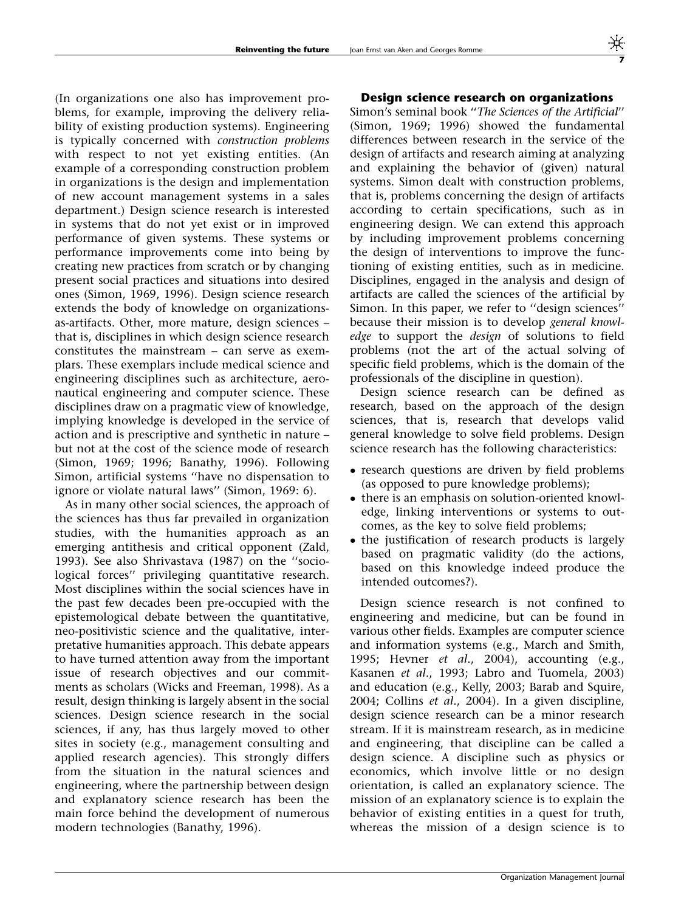(In organizations one also has improvement problems, for example, improving the delivery reliability of existing production systems). Engineering is typically concerned with *construction problems* with respect to not yet existing entities. (An example of a corresponding construction problem in organizations is the design and implementation of new account management systems in a sales department.) Design science research is interested in systems that do not yet exist or in improved performance of given systems. These systems or performance improvements come into being by creating new practices from scratch or by changing present social practices and situations into desired ones (Simon, 1969, 1996). Design science research extends the body of knowledge on organizations-as-artifacts. Other, more mature, design sciences – that is, disciplines in which design science research constitutes the mainstream – can serve as exemplars. These exemplars include medical science and engineering disciplines such as architecture, aeronautical engineering and computer science. These disciplines draw on a pragmatic view of knowledge, implying knowledge is developed in the service of action and is prescriptive and synthetic in nature – but not at the cost of the science mode of research (Simon, 1969; 1996; Banathy, 1996). Following Simon, artificial systems "have no dispensation to ignore or violate natural laws" (Simon, 1969: 6).

As in many other social sciences, the approach of the sciences has thus far prevailed in organization studies, with the humanities approach as an emerging antithesis and critical opponent (Zald, 1993). See also Shrivastava (1987) on the "sociological forces" privileging quantitative research. Most disciplines within the social sciences have in the past few decades been pre-occupied with the epistemological debate between the quantitative, neo-positivistic science and the qualitative, interpretative humanities approach. This debate appears to have turned attention away from the important issue of research objectives and our commitments as scholars (Wicks and Freeman, 1998). As a result, design thinking is largely absent in the social sciences. Design science research in the social sciences, if any, has thus largely moved to other sites in society (e.g., management consulting and applied research agencies). This strongly differs from the situation in the natural sciences and engineering, where the partnership between design and explanatory science research has been the main force behind the development of numerous modern technologies (Banathy, 1996).

## Design science research on organizations

Simon's seminal book "*The Sciences of the Artificial*" (Simon, 1969; 1996) showed the fundamental differences between research in the service of the design of artifacts and research aiming at analyzing and explaining the behavior of (given) natural systems. Simon dealt with construction problems, that is, problems concerning the design of artifacts according to certain specifications, such as in engineering design. We can extend this approach by including improvement problems concerning the design of interventions to improve the functioning of existing entities, such as in medicine. Disciplines, engaged in the analysis and design of artifacts are called the sciences of the artificial by Simon. In this paper, we refer to "design sciences" because their mission is to develop *general knowledge* to support the *design* of solutions to field problems (not the art of the actual solving of specific field problems, which is the domain of the professionals of the discipline in question).

Design science research can be defined as research, based on the approach of the design sciences, that is, research that develops valid general knowledge to solve field problems. Design science research has the following characteristics:

- research questions are driven by field problems (as opposed to pure knowledge problems);
- there is an emphasis on solution-oriented knowledge, linking interventions or systems to outcomes, as the key to solve field problems;
- the justification of research products is largely based on pragmatic validity (do the actions, based on this knowledge indeed produce the intended outcomes?).

Design science research is not confined to engineering and medicine, but can be found in various other fields. Examples are computer science and information systems (e.g., March and Smith, 1995; Hevner *et al*., 2004), accounting (e.g., Kasanen *et al*., 1993; Labro and Tuomela, 2003) and education (e.g., Kelly, 2003; Barab and Squire, 2004; Collins *et al*., 2004). In a given discipline, design science research can be a minor research stream. If it is mainstream research, as in medicine and engineering, that discipline can be called a design science. A discipline such as physics or economics, which involve little or no design orientation, is called an explanatory science. The mission of an explanatory science is to explain the behavior of existing entities in a quest for truth, whereas the mission of a design science is to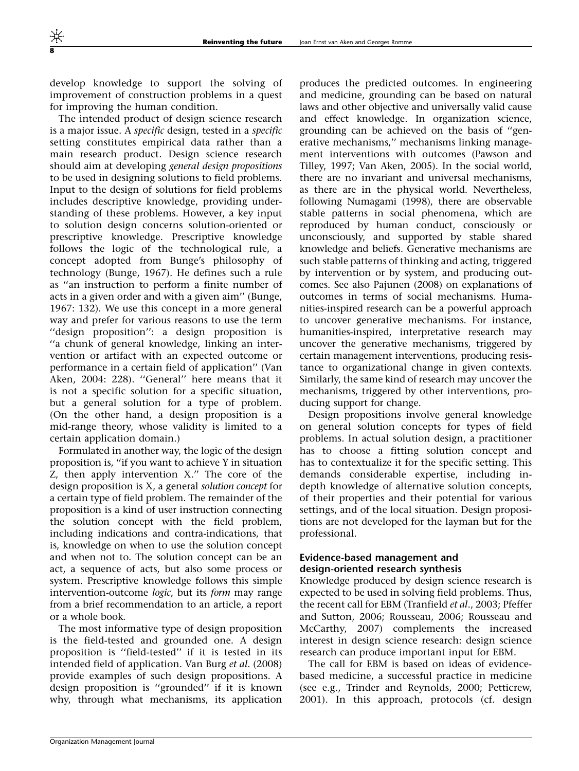develop knowledge to support the solving of improvement of construction problems in a quest for improving the human condition.

The intended product of design science research is a major issue. A *specific* design, tested in a *specific* setting constitutes empirical data rather than a main research product. Design science research should aim at developing *general design propositions* to be used in designing solutions to field problems. Input to the design of solutions for field problems includes descriptive knowledge, providing understanding of these problems. However, a key input to solution design concerns solution-oriented or prescriptive knowledge. Prescriptive knowledge follows the logic of the technological rule, a concept adopted from Bunge's philosophy of technology (Bunge, 1967). He defines such a rule as "an instruction to perform a finite number of acts in a given order and with a given aim" (Bunge, 1967: 132). We use this concept in a more general way and prefer for various reasons to use the term "design proposition": a design proposition is "a chunk of general knowledge, linking an intervention or artifact with an expected outcome or performance in a certain field of application" (Van Aken, 2004: 228). "General" here means that it is not a specific solution for a specific situation, but a general solution for a type of problem. (On the other hand, a design proposition is a mid-range theory, whose validity is limited to a certain application domain.)

Formulated in another way, the logic of the design proposition is, "if you want to achieve Y in situation Z, then apply intervention X." The core of the design proposition is X, a general *solution concept* for a certain type of field problem. The remainder of the proposition is a kind of user instruction connecting the solution concept with the field problem, including indications and contra-indications, that is, knowledge on when to use the solution concept and when not to. The solution concept can be an act, a sequence of acts, but also some process or system. Prescriptive knowledge follows this simple intervention-outcome *logic*, but its *form* may range from a brief recommendation to an article, a report or a whole book.

The most informative type of design proposition is the field-tested and grounded one. A design proposition is "field-tested" if it is tested in its intended field of application. Van Burg *et al*. (2008) provide examples of such design propositions. A design proposition is "grounded" if it is known why, through what mechanisms, its application produces the predicted outcomes. In engineering and medicine, grounding can be based on natural laws and other objective and universally valid cause and effect knowledge. In organization science, grounding can be achieved on the basis of "generative mechanisms," mechanisms linking management interventions with outcomes (Pawson and Tilley, 1997; Van Aken, 2005). In the social world, there are no invariant and universal mechanisms, as there are in the physical world. Nevertheless, following Numagami (1998), there are observable stable patterns in social phenomena, which are reproduced by human conduct, consciously or unconsciously, and supported by stable shared knowledge and beliefs. Generative mechanisms are such stable patterns of thinking and acting, triggered by intervention or by system, and producing outcomes. See also Pajunen (2008) on explanations of outcomes in terms of social mechanisms. Humanities-inspired research can be a powerful approach to uncover generative mechanisms. For instance, humanities-inspired, interpretative research may uncover the generative mechanisms, triggered by certain management interventions, producing resistance to organizational change in given contexts. Similarly, the same kind of research may uncover the mechanisms, triggered by other interventions, producing support for change.

Design propositions involve general knowledge on general solution concepts for types of field problems. In actual solution design, a practitioner has to choose a fitting solution concept and has to contextualize it for the specific setting. This demands considerable expertise, including in-depth knowledge of alternative solution concepts, of their properties and their potential for various settings, and of the local situation. Design propositions are not developed for the layman but for the professional.

### Evidence-based management and design-oriented research synthesis

Knowledge produced by design science research is expected to be used in solving field problems. Thus, the recent call for EBM (Tranfield *et al*., 2003; Pfeffer and Sutton, 2006; Rousseau, 2006; Rousseau and McCarthy, 2007) complements the increased interest in design science research: design science research can produce important input for EBM.

The call for EBM is based on ideas of evidence-based medicine, a successful practice in medicine (see e.g., Trinder and Reynolds, 2000; Petticrew, 2001). In this approach, protocols (cf. design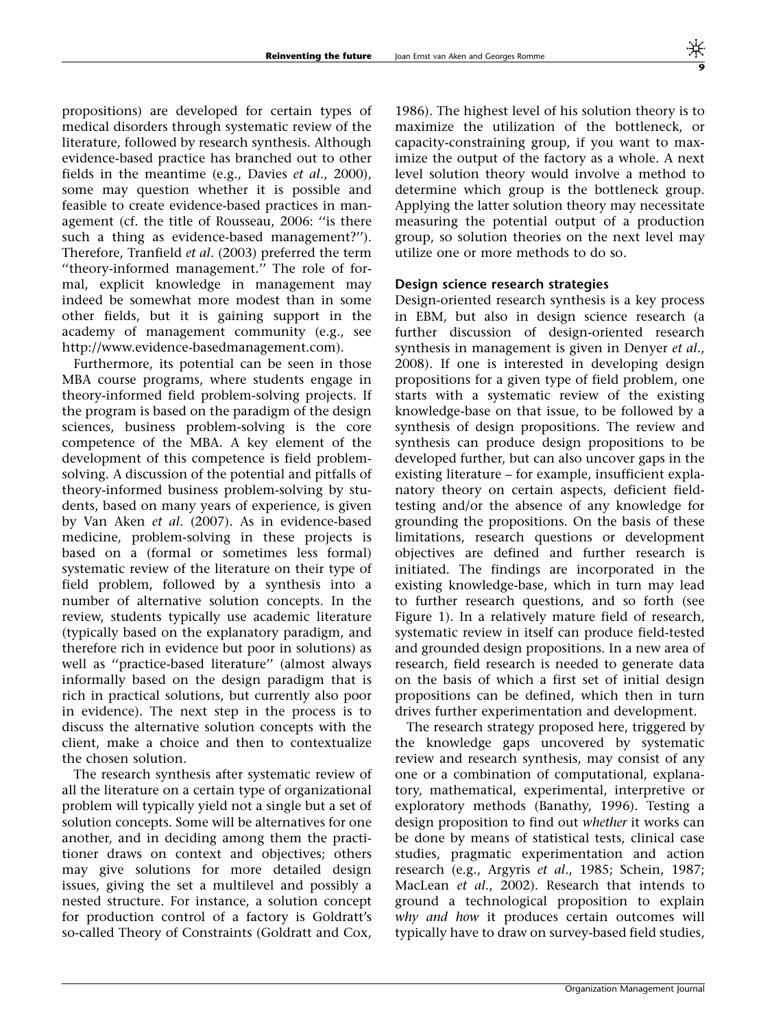propositions) are developed for certain types of medical disorders through systematic review of the literature, followed by research synthesis. Although evidence-based practice has branched out to other fields in the meantime (e.g., Davies *et al*., 2000), some may question whether it is possible and feasible to create evidence-based practices in management (cf. the title of Rousseau, 2006: ''is there such a thing as evidence-based management?''). Therefore, Tranfield *et al*. (2003) preferred the term ''theory-informed management.'' The role of formal, explicit knowledge in management may indeed be somewhat more modest than in some other fields, but it is gaining support in the academy of management community (e.g., see http://www.evidence-basedmanagement.com).

Furthermore, its potential can be seen in those MBA course programs, where students engage in theory-informed field problem-solving projects. If the program is based on the paradigm of the design sciences, business problem-solving is the core competence of the MBA. A key element of the development of this competence is field problem-solving. A discussion of the potential and pitfalls of theory-informed business problem-solving by students, based on many years of experience, is given by Van Aken *et al*. (2007). As in evidence-based medicine, problem-solving in these projects is based on a (formal or sometimes less formal) systematic review of the literature on their type of field problem, followed by a synthesis into a number of alternative solution concepts. In the review, students typically use academic literature (typically based on the explanatory paradigm, and therefore rich in evidence but poor in solutions) as well as ''practice-based literature'' (almost always informally based on the design paradigm that is rich in practical solutions, but currently also poor in evidence). The next step in the process is to discuss the alternative solution concepts with the client, make a choice and then to contextualize the chosen solution.

The research synthesis after systematic review of all the literature on a certain type of organizational problem will typically yield not a single but a set of solution concepts. Some will be alternatives for one another, and in deciding among them the practitioner draws on context and objectives; others may give solutions for more detailed design issues, giving the set a multilevel and possibly a nested structure. For instance, a solution concept for production control of a factory is Goldratt's so-called Theory of Constraints (Goldratt and Cox, 1986). The highest level of his solution theory is to maximize the utilization of the bottleneck, or capacity-constraining group, if you want to maximize the output of the factory as a whole. A next level solution theory would involve a method to determine which group is the bottleneck group. Applying the latter solution theory may necessitate measuring the potential output of a production group, so solution theories on the next level may utilize one or more methods to do so.

### Design science research strategies

Design-oriented research synthesis is a key process in EBM, but also in design science research (a further discussion of design-oriented research synthesis in management is given in Denyer *et al*., 2008). If one is interested in developing design propositions for a given type of field problem, one starts with a systematic review of the existing knowledge-base on that issue, to be followed by a synthesis of design propositions. The review and synthesis can produce design propositions to be developed further, but can also uncover gaps in the existing literature – for example, insufficient explanatory theory on certain aspects, deficient field-testing and/or the absence of any knowledge for grounding the propositions. On the basis of these limitations, research questions or development objectives are defined and further research is initiated. The findings are incorporated in the existing knowledge-base, which in turn may lead to further research questions, and so forth (see Figure 1). In a relatively mature field of research, systematic review in itself can produce field-tested and grounded design propositions. In a new area of research, field research is needed to generate data on the basis of which a first set of initial design propositions can be defined, which then in turn drives further experimentation and development.

The research strategy proposed here, triggered by the knowledge gaps uncovered by systematic review and research synthesis, may consist of any one or a combination of computational, explanatory, mathematical, experimental, interpretive or exploratory methods (Banathy, 1996). Testing a design proposition to find out *whether* it works can be done by means of statistical tests, clinical case studies, pragmatic experimentation and action research (e.g., Argyris *et al*., 1985; Schein, 1987; MacLean *et al*., 2002). Research that intends to ground a technological proposition to explain *why and how* it produces certain outcomes will typically have to draw on survey-based field studies,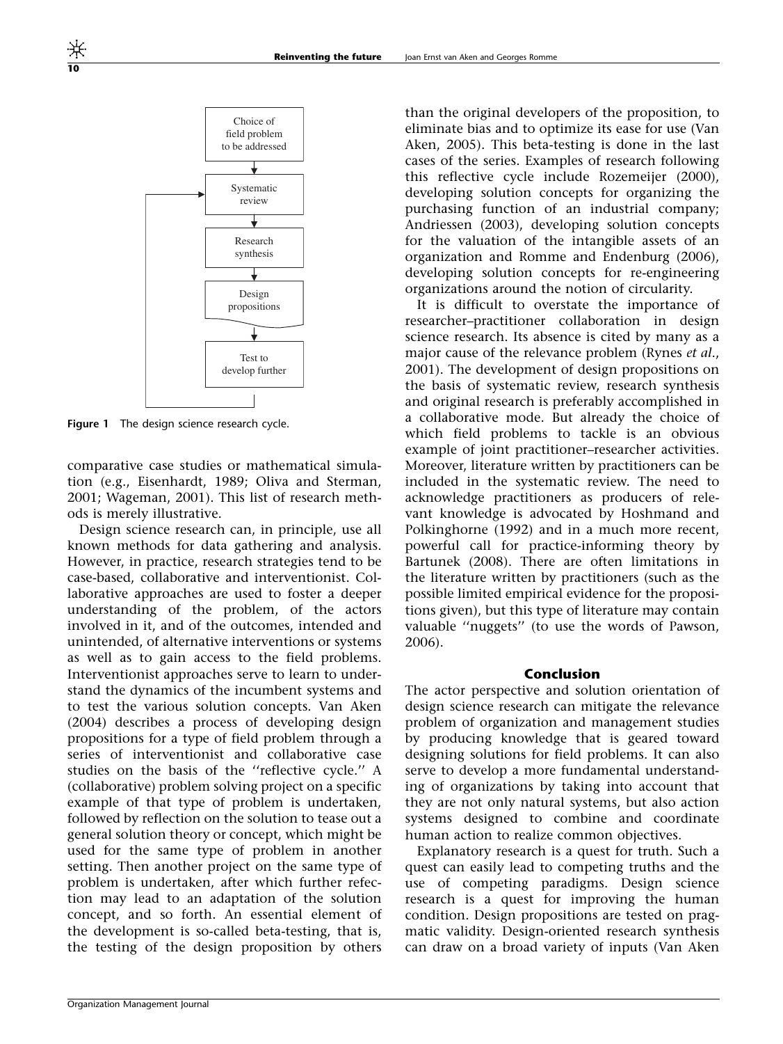Figure 1 The design science research cycle.

comparative case studies or mathematical simulation (e.g., Eisenhardt, 1989; Oliva and Sterman, 2001; Wageman, 2001). This list of research methods is merely illustrative.

Design science research can, in principle, use all known methods for data gathering and analysis. However, in practice, research strategies tend to be case-based, collaborative and interventionist. Collaborative approaches are used to foster a deeper understanding of the problem, of the actors involved in it, and of the outcomes, intended and unintended, of alternative interventions or systems as well as to gain access to the field problems. Interventionist approaches serve to learn to understand the dynamics of the incumbent systems and to test the various solution concepts. Van Aken (2004) describes a process of developing design propositions for a type of field problem through a series of interventionist and collaborative case studies on the basis of the "reflective cycle." A (collaborative) problem solving project on a specific example of that type of problem is undertaken, followed by reflection on the solution to tease out a general solution theory or concept, which might be used for the same type of problem in another setting. Then another project on the same type of problem is undertaken, after which further refection may lead to an adaptation of the solution concept, and so forth. An essential element of the development is so-called beta-testing, that is, the testing of the design proposition by others than the original developers of the proposition, to eliminate bias and to optimize its ease for use (Van Aken, 2005). This beta-testing is done in the last cases of the series. Examples of research following this reflective cycle include Rozemeijer (2000), developing solution concepts for organizing the purchasing function of an industrial company; Andriessen (2003), developing solution concepts for the valuation of the intangible assets of an organization and Romme and Endenburg (2006), developing solution concepts for re-engineering organizations around the notion of circularity.

It is difficult to overstate the importance of researcher–practitioner collaboration in design science research. Its absence is cited by many as a major cause of the relevance problem (Rynes *et al.*, 2001). The development of design propositions on the basis of systematic review, research synthesis and original research is preferably accomplished in a collaborative mode. But already the choice of which field problems to tackle is an obvious example of joint practitioner–researcher activities. Moreover, literature written by practitioners can be included in the systematic review. The need to acknowledge practitioners as producers of relevant knowledge is advocated by Hoshmand and Polkinghorne (1992) and in a much more recent, powerful call for practice-informing theory by Bartunek (2008). There are often limitations in the literature written by practitioners (such as the possible limited empirical evidence for the propositions given), but this type of literature may contain valuable "nuggets" (to use the words of Pawson, 2006).

## Conclusion

The actor perspective and solution orientation of design science research can mitigate the relevance problem of organization and management studies by producing knowledge that is geared toward designing solutions for field problems. It can also serve to develop a more fundamental understanding of organizations by taking into account that they are not only natural systems, but also action systems designed to combine and coordinate human action to realize common objectives.

Explanatory research is a quest for truth. Such a quest can easily lead to competing truths and the use of competing paradigms. Design science research is a quest for improving the human condition. Design propositions are tested on pragmatic validity. Design-oriented research synthesis can draw on a broad variety of inputs (Van Aken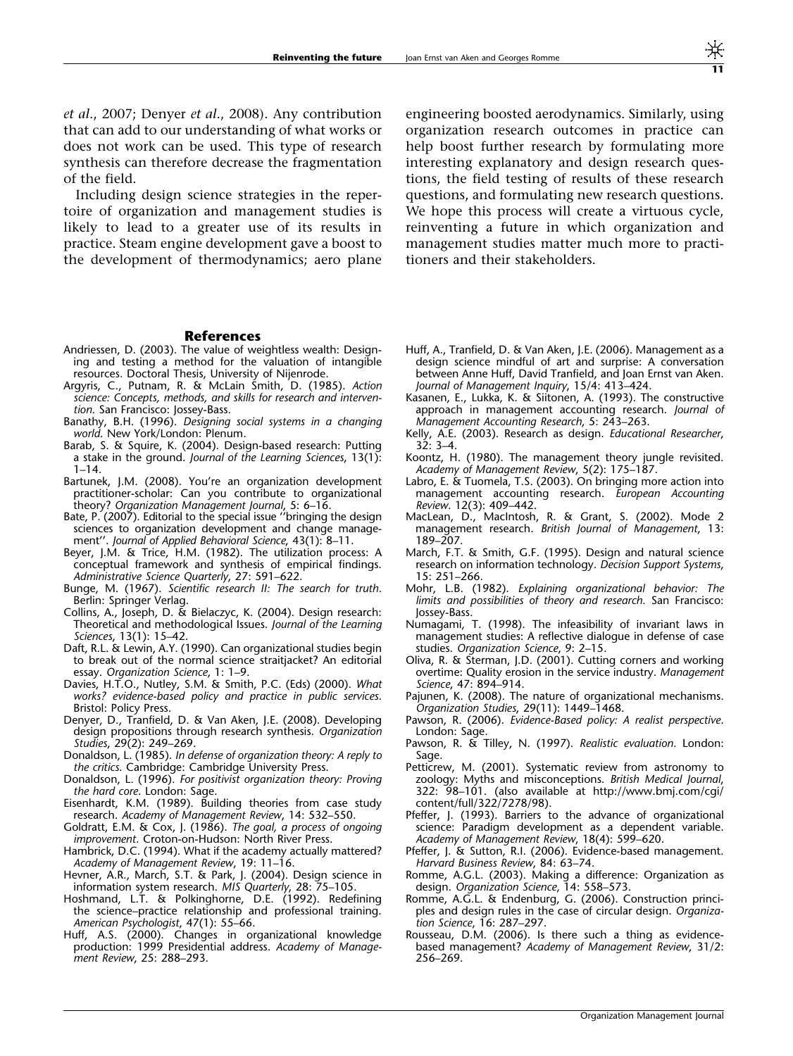*et al*., 2007; Denyer *et al*., 2008). Any contribution that can add to our understanding of what works or does not work can be used. This type of research synthesis can therefore decrease the fragmentation of the field.

Including design science strategies in the repertoire of organization and management studies is likely to lead to a greater use of its results in practice. Steam engine development gave a boost to the development of thermodynamics; aero plane engineering boosted aerodynamics. Similarly, using organization research outcomes in practice can help boost further research by formulating more interesting explanatory and design research questions, the field testing of results of these research questions, and formulating new research questions. We hope this process will create a virtuous cycle, reinventing a future in which organization and management studies matter much more to practitioners and their stakeholders.

## References

Andriessen, D. (2003). The value of weightless wealth: Designing and testing a method for the valuation of intangible resources. Doctoral Thesis, University of Nijenrode.

Argyris, C., Putnam, R. & McLain Smith, D. (1985). *Action science: Concepts, methods, and skills for research and intervention*. San Francisco: Jossey-Bass.

Banathy, B.H. (1996). *Designing social systems in a changing world*. New York/London: Plenum.

Barab, S. & Squire, K. (2004). Design-based research: Putting a stake in the ground. *Journal of the Learning Sciences*, 13(1): 1–14.

Bartunek, J.M. (2008). You're an organization development practitioner-scholar: Can you contribute to organizational theory? *Organization Management Journal*, 5: 6–16.

Bate, P. (2007). Editorial to the special issue ''bringing the design sciences to organization development and change management''. *Journal of Applied Behavioral Science*, 43(1): 8–11.

Beyer, J.M. & Trice, H.M. (1982). The utilization process: A conceptual framework and synthesis of empirical findings. *Administrative Science Quarterly*, 27: 591–622.

Bunge, M. (1967). *Scientific research II: The search for truth*. Berlin: Springer Verlag.

Collins, A., Joseph, D. & Bielaczyc, K. (2004). Design research: Theoretical and methodological Issues. *Journal of the Learning Sciences*, 13(1): 15–42.

Daft, R.L. & Lewin, A.Y. (1990). Can organizational studies begin to break out of the normal science straitjacket? An editorial essay. *Organization Science*, 1: 1–9.

Davies, H.T.O., Nutley, S.M. & Smith, P.C. (Eds) (2000). *What works? evidence-based policy and practice in public services*. Bristol: Policy Press.

Denyer, D., Tranfield, D. & Van Aken, J.E. (2008). Developing design propositions through research synthesis. *Organization Studies*, 29(2): 249–269.

Donaldson, L. (1985). *In defense of organization theory: A reply to the critics*. Cambridge: Cambridge University Press.

Donaldson, L. (1996). *For positivist organization theory: Proving the hard core*. London: Sage.

Eisenhardt, K.M. (1989). Building theories from case study research. *Academy of Management Review*, 14: 532–550.

Goldratt, E.M. & Cox, J. (1986). *The goal, a process of ongoing improvement*. Croton-on-Hudson: North River Press.

Hambrick, D.C. (1994). What if the academy actually mattered? *Academy of Management Review*, 19: 11–16.

Hevner, A.R., March, S.T. & Park, J. (2004). Design science in information system research. *MIS Quarterly*, 28: 75–105.

Hoshmand, L.T. & Polkinghorne, D.E. (1992). Redefining the science–practice relationship and professional training. *American Psychologist*, 47(1): 55–66.

Huff, A.S. (2000). Changes in organizational knowledge production: 1999 Presidential address. *Academy of Management Review*, 25: 288–293.

Huff, A., Tranfield, D. & Van Aken, J.E. (2006). Management as a design science mindful of art and surprise: A conversation between Anne Huff, David Tranfield, and Joan Ernst van Aken. *Journal of Management Inquiry*, 15/4: 413–424.

Kasanen, E., Lukka, K. & Siitonen, A. (1993). The constructive approach in management accounting research. *Journal of Management Accounting Research*, 5: 243–263.

Kelly, A.E. (2003). Research as design. *Educational Researcher*, 32: 3–4.

Koontz, H. (1980). The management theory jungle revisited. *Academy of Management Review*, 5(2): 175–187.

Labro, E. & Tuomela, T.S. (2003). On bringing more action into management accounting research. *European Accounting Review*. 12(3): 409–442.

MacLean, D., MacIntosh, R. & Grant, S. (2002). Mode 2 management research. *British Journal of Management*, 13: 189–207.

March, F.T. & Smith, G.F. (1995). Design and natural science research on information technology. *Decision Support Systems*, 15: 251–266.

Mohr, L.B. (1982). *Explaining organizational behavior: The limits and possibilities of theory and research*. San Francisco: Jossey-Bass.

Numagami, T. (1998). The infeasibility of invariant laws in management studies: A reflective dialogue in defense of case studies. *Organization Science*, 9: 2–15.

Oliva, R. & Sterman, J.D. (2001). Cutting corners and working overtime: Quality erosion in the service industry. *Management Science*, 47: 894–914.

Pajunen, K. (2008). The nature of organizational mechanisms. *Organization Studies*, 29(11): 1449–1468.

Pawson, R. (2006). *Evidence-Based policy: A realist perspective*. London: Sage.

Pawson, R. & Tilley, N. (1997). *Realistic evaluation*. London: Sage.

Petticrew, M. (2001). Systematic review from astronomy to zoology: Myths and misconceptions. *British Medical Journal*, 322: 98–101. (also available at http://www.bmj.com/cgi/content/full/322/7278/98).

Pfeffer, J. (1993). Barriers to the advance of organizational science: Paradigm development as a dependent variable. *Academy of Management Review*, 18(4): 599–620.

Pfeffer, J. & Sutton, R.I. (2006). Evidence-based management. *Harvard Business Review*, 84: 63–74.

Romme, A.G.L. (2003). Making a difference: Organization as design. *Organization Science*, 14: 558–573.

Romme, A.G.L. & Endenburg, G. (2006). Construction principles and design rules in the case of circular design. *Organization Science*, 16: 287–297.

Rousseau, D.M. (2006). Is there such a thing as evidence-based management? *Academy of Management Review*, 31/2: 256–269.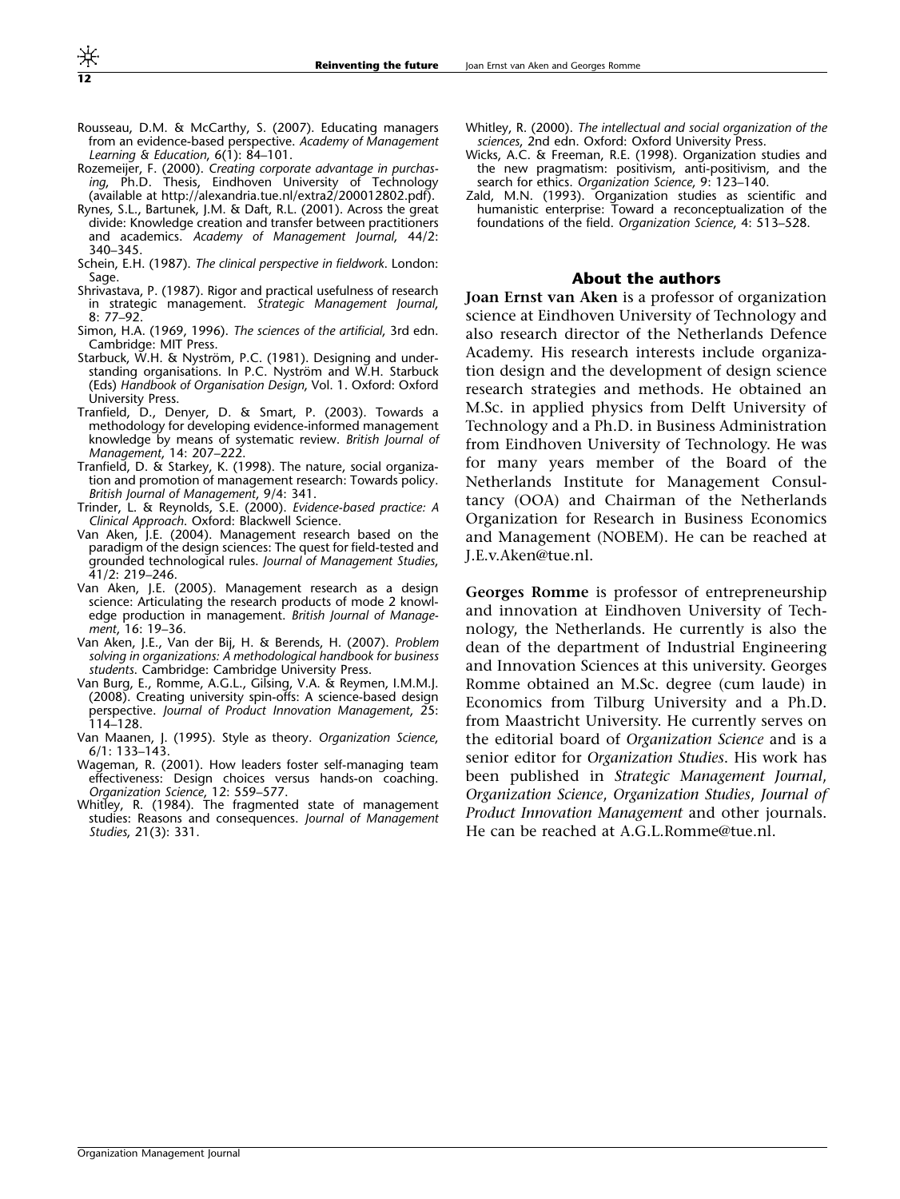Rousseau, D.M. & McCarthy, S. (2007). Educating managers from an evidence-based perspective. *Academy of Management Learning & Education*, 6(1): 84–101.

Rozemeijer, F. (2000). *Creating corporate advantage in purchasing*, Ph.D. Thesis, Eindhoven University of Technology (available at http://alexandria.tue.nl/extra2/200012802.pdf).

Rynes, S.L., Bartunek, J.M. & Daft, R.L. (2001). Across the great divide: Knowledge creation and transfer between practitioners and academics. *Academy of Management Journal*, 44/2: 340–345.

Schein, E.H. (1987). *The clinical perspective in fieldwork*. London: Sage.

Shrivastava, P. (1987). Rigor and practical usefulness of research in strategic management. *Strategic Management Journal*, 8: 77–92.

Simon, H.A. (1969, 1996). *The sciences of the artificial*, 3rd edn. Cambridge: MIT Press.

Starbuck, W.H. & Nyström, P.C. (1981). Designing and understanding organisations. In P.C. Nyström and W.H. Starbuck (Eds) *Handbook of Organisation Design*, Vol. 1. Oxford: Oxford University Press.

Tranfield, D., Denyer, D. & Smart, P. (2003). Towards a methodology for developing evidence-informed management knowledge by means of systematic review. *British Journal of Management*, 14: 207–222.

Tranfield, D. & Starkey, K. (1998). The nature, social organization and promotion of management research: Towards policy. *British Journal of Management*, 9/4: 341.

Trinder, L. & Reynolds, S.E. (2000). *Evidence-based practice: A Clinical Approach*. Oxford: Blackwell Science.

Van Aken, J.E. (2004). Management research based on the paradigm of the design sciences: The quest for field-tested and grounded technological rules. *Journal of Management Studies*, 41/2: 219–246.

Van Aken, J.E. (2005). Management research as a design science: Articulating the research products of mode 2 knowledge production in management. *British Journal of Management*, 16: 19–36.

Van Aken, J.E., Van der Bij, H. & Berends, H. (2007). *Problem solving in organizations: A methodological handbook for business students*. Cambridge: Cambridge University Press.

Van Burg, E., Romme, A.G.L., Gilsing, V.A. & Reymen, I.M.M.J. (2008). Creating university spin-offs: A science-based design perspective. *Journal of Product Innovation Management*, 25: 114–128.

Van Maanen, J. (1995). Style as theory. *Organization Science*, 6/1: 133–143.

Wageman, R. (2001). How leaders foster self-managing team effectiveness: Design choices versus hands-on coaching. *Organization Science*, 12: 559–577.

Whitley, R. (1984). The fragmented state of management studies: Reasons and consequences. *Journal of Management Studies*, 21(3): 331.

Whitley, R. (2000). *The intellectual and social organization of the sciences*, 2nd edn. Oxford: Oxford University Press.

Wicks, A.C. & Freeman, R.E. (1998). Organization studies and the new pragmatism: positivism, anti-positivism, and the search for ethics. *Organization Science*, 9: 123–140.

Zald, M.N. (1993). Organization studies as scientific and humanistic enterprise: Toward a reconceptualization of the foundations of the field. *Organization Science*, 4: 513–528.

## About the authors

**Joan Ernst van Aken** is a professor of organization science at Eindhoven University of Technology and also research director of the Netherlands Defence Academy. His research interests include organization design and the development of design science research strategies and methods. He obtained an M.Sc. in applied physics from Delft University of Technology and a Ph.D. in Business Administration from Eindhoven University of Technology. He was for many years member of the Board of the Netherlands Institute for Management Consultancy (OOA) and Chairman of the Netherlands Organization for Research in Business Economics and Management (NOBEM). He can be reached at J.E.v.Aken@tue.nl.

**Georges Romme** is professor of entrepreneurship and innovation at Eindhoven University of Technology, the Netherlands. He currently is also the dean of the department of Industrial Engineering and Innovation Sciences at this university. Georges Romme obtained an M.Sc. degree (cum laude) in Economics from Tilburg University and a Ph.D. from Maastricht University. He currently serves on the editorial board of *Organization Science* and is a senior editor for *Organization Studies*. His work has been published in *Strategic Management Journal*, *Organization Science*, *Organization Studies*, *Journal of Product Innovation Management* and other journals. He can be reached at A.G.L.Romme@tue.nl.